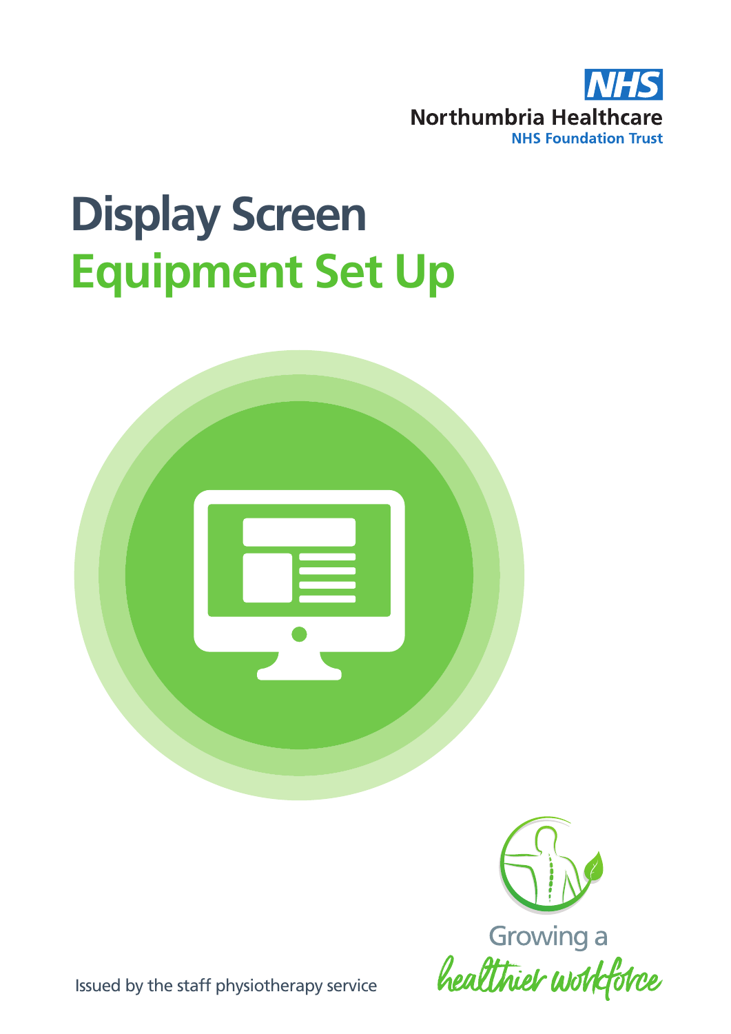NHS
Northumbria Healthcare
NHS Foundation Trust

# Display Screen Equipment Set Up

Growing a healthier workforce

Issued by the staff physiotherapy service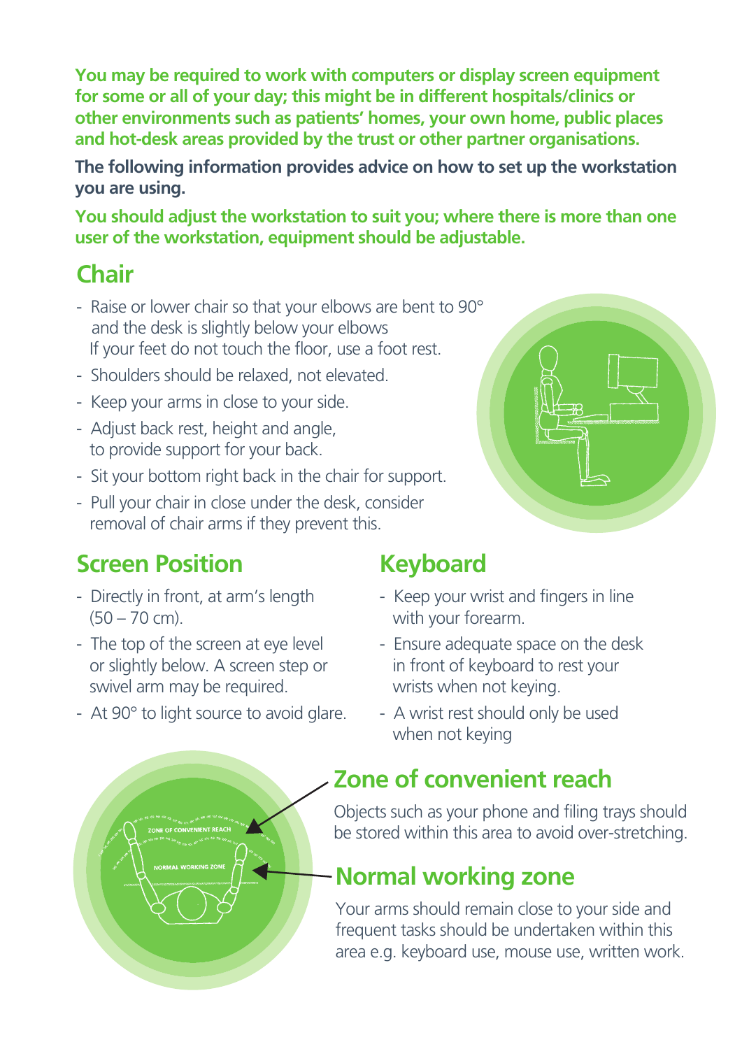**You may be required to work with computers or display screen equipment for some or all of your day; this might be in different hospitals/clinics or other environments such as patients' homes, your own home, public places and hot-desk areas provided by the trust or other partner organisations.**

**The following information provides advice on how to set up the workstation you are using.**

**You should adjust the workstation to suit you; where there is more than one user of the workstation, equipment should be adjustable.**

## Chair

- Raise or lower chair so that your elbows are bent to 90° and the desk is slightly below your elbows
  If your feet do not touch the floor, use a foot rest.
- Shoulders should be relaxed, not elevated.
- Keep your arms in close to your side.
- Adjust back rest, height and angle, to provide support for your back.
- Sit your bottom right back in the chair for support.
- Pull your chair in close under the desk, consider removal of chair arms if they prevent this.

## Screen Position

- Directly in front, at arm's length (50 – 70 cm).
- The top of the screen at eye level or slightly below. A screen step or swivel arm may be required.
- At 90° to light source to avoid glare.

## Keyboard

- Keep your wrist and fingers in line with your forearm.
- Ensure adequate space on the desk in front of keyboard to rest your wrists when not keying.
- A wrist rest should only be used when not keying

## Zone of convenient reach

Objects such as your phone and filing trays should be stored within this area to avoid over-stretching.

## Normal working zone

Your arms should remain close to your side and frequent tasks should be undertaken within this area e.g. keyboard use, mouse use, written work.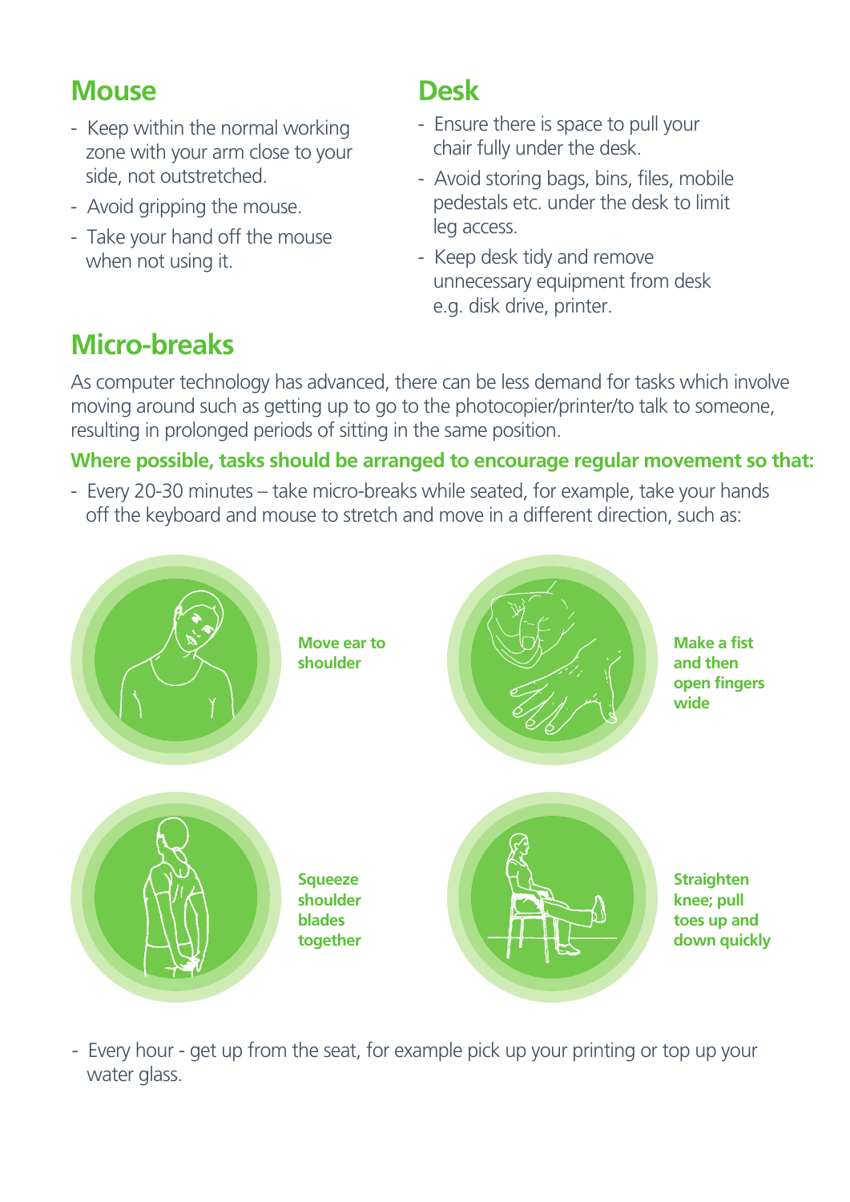## Mouse

- Keep within the normal working zone with your arm close to your side, not outstretched.
- Avoid gripping the mouse.
- Take your hand off the mouse when not using it.

## Desk

- Ensure there is space to pull your chair fully under the desk.
- Avoid storing bags, bins, files, mobile pedestals etc. under the desk to limit leg access.
- Keep desk tidy and remove unnecessary equipment from desk e.g. disk drive, printer.

## Micro-breaks

As computer technology has advanced, there can be less demand for tasks which involve moving around such as getting up to go to the photocopier/printer/to talk to someone, resulting in prolonged periods of sitting in the same position.

**Where possible, tasks should be arranged to encourage regular movement so that:**

- Every 20-30 minutes – take micro-breaks while seated, for example, take your hands off the keyboard and mouse to stretch and move in a different direction, such as:

**Move ear to shoulder**

**Make a fist and then open fingers wide**

**Squeeze shoulder blades together**

**Straighten knee; pull toes up and down quickly**

- Every hour - get up from the seat, for example pick up your printing or top up your water glass.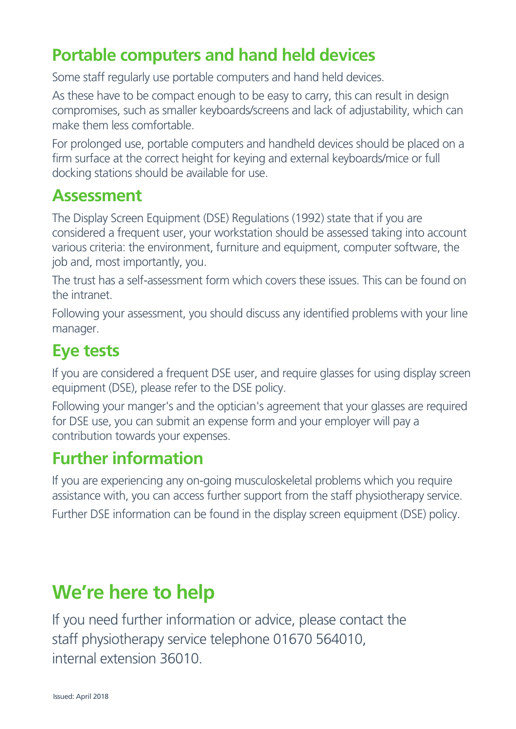## Portable computers and hand held devices

Some staff regularly use portable computers and hand held devices.

As these have to be compact enough to be easy to carry, this can result in design compromises, such as smaller keyboards/screens and lack of adjustability, which can make them less comfortable.

For prolonged use, portable computers and handheld devices should be placed on a firm surface at the correct height for keying and external keyboards/mice or full docking stations should be available for use.

## Assessment

The Display Screen Equipment (DSE) Regulations (1992) state that if you are considered a frequent user, your workstation should be assessed taking into account various criteria: the environment, furniture and equipment, computer software, the job and, most importantly, you.

The trust has a self-assessment form which covers these issues. This can be found on the intranet.

Following your assessment, you should discuss any identified problems with your line manager.

## Eye tests

If you are considered a frequent DSE user, and require glasses for using display screen equipment (DSE), please refer to the DSE policy.

Following your manger's and the optician's agreement that your glasses are required for DSE use, you can submit an expense form and your employer will pay a contribution towards your expenses.

## Further information

If you are experiencing any on-going musculoskeletal problems which you require assistance with, you can access further support from the staff physiotherapy service.

Further DSE information can be found in the display screen equipment (DSE) policy.

# We're here to help

If you need further information or advice, please contact the staff physiotherapy service telephone 01670 564010, internal extension 36010.

Issued: April 2018